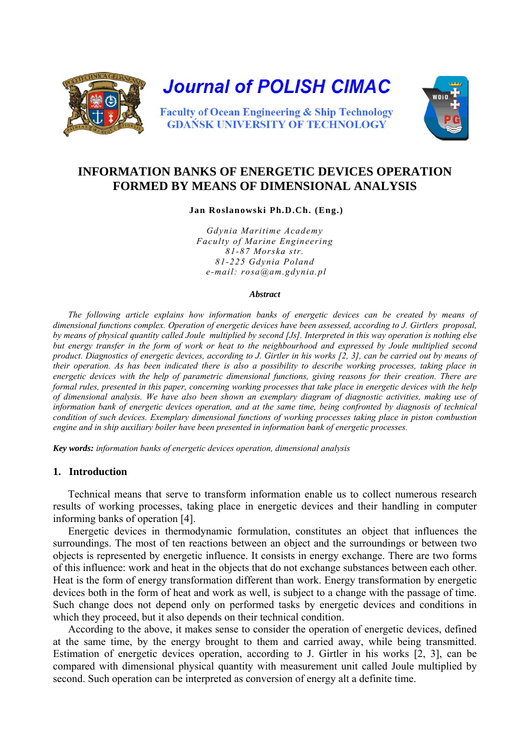# Journal of POLISH CIMAC

Faculty of Ocean Engineering & Ship Technology
GDAŃSK UNIVERSITY OF TECHNOLOGY

## INFORMATION BANKS OF ENERGETIC DEVICES OPERATION FORMED BY MEANS OF DIMENSIONAL ANALYSIS

**Jan Roslanowski Ph.D.Ch. (Eng.)**

*Gdynia Maritime Academy*
*Faculty of Marine Engineering*
*81-87 Morska str.*
*81-225 Gdynia Poland*
*e-mail: rosa@am.gdynia.pl*

***Abstract***

*The following article explains how information banks of energetic devices can be created by means of dimensional functions complex. Operation of energetic devices have been assessed, according to J. Girtlers proposal, by means of physical quantity called Joule multiplied by second [Js]. Interpreted in this way operation is nothing else but energy transfer in the form of work or heat to the neighbourhood and expressed by Joule multiplied second product. Diagnostics of energetic devices, according to J. Girtler in his works [2, 3], can be carried out by means of their operation. As has been indicated there is also a possibility to describe working processes, taking place in energetic devices with the help of parametric dimensional functions, giving reasons for their creation. There are formal rules, presented in this paper, concerning working processes that take place in energetic devices with the help of dimensional analysis. We have also been shown an exemplary diagram of diagnostic activities, making use of information bank of energetic devices operation, and at the same time, being confronted by diagnosis of technical condition of such devices. Exemplary dimensional functions of working processes taking place in piston combustion engine and in ship auxiliary boiler have been presented in information bank of energetic processes.*

***Key words:*** *information banks of energetic devices operation, dimensional analysis*

## 1. Introduction

Technical means that serve to transform information enable us to collect numerous research results of working processes, taking place in energetic devices and their handling in computer informing banks of operation [4].

Energetic devices in thermodynamic formulation, constitutes an object that influences the surroundings. The most of ten reactions between an object and the surroundings or between two objects is represented by energetic influence. It consists in energy exchange. There are two forms of this influence: work and heat in the objects that do not exchange substances between each other. Heat is the form of energy transformation different than work. Energy transformation by energetic devices both in the form of heat and work as well, is subject to a change with the passage of time. Such change does not depend only on performed tasks by energetic devices and conditions in which they proceed, but it also depends on their technical condition.

According to the above, it makes sense to consider the operation of energetic devices, defined at the same time, by the energy brought to them and carried away, while being transmitted. Estimation of energetic devices operation, according to J. Girtler in his works [2, 3], can be compared with dimensional physical quantity with measurement unit called Joule multiplied by second. Such operation can be interpreted as conversion of energy alt a definite time.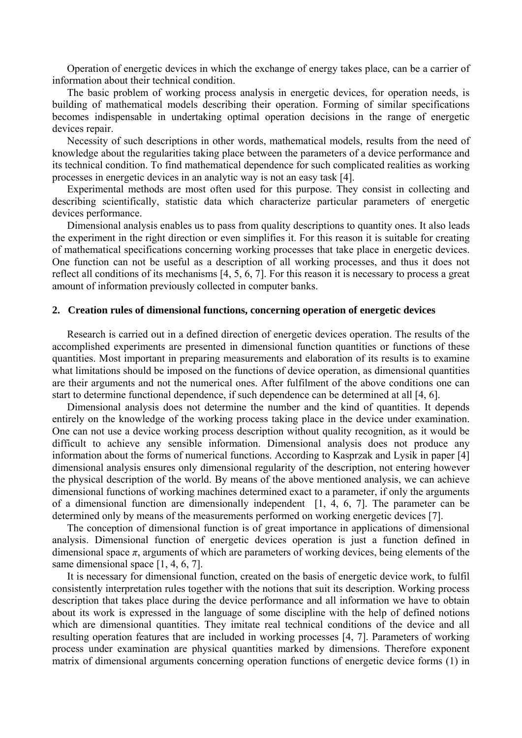Operation of energetic devices in which the exchange of energy takes place, can be a carrier of information about their technical condition.

The basic problem of working process analysis in energetic devices, for operation needs, is building of mathematical models describing their operation. Forming of similar specifications becomes indispensable in undertaking optimal operation decisions in the range of energetic devices repair.

Necessity of such descriptions in other words, mathematical models, results from the need of knowledge about the regularities taking place between the parameters of a device performance and its technical condition. To find mathematical dependence for such complicated realities as working processes in energetic devices in an analytic way is not an easy task [4].

Experimental methods are most often used for this purpose. They consist in collecting and describing scientifically, statistic data which characterize particular parameters of energetic devices performance.

Dimensional analysis enables us to pass from quality descriptions to quantity ones. It also leads the experiment in the right direction or even simplifies it. For this reason it is suitable for creating of mathematical specifications concerning working processes that take place in energetic devices. One function can not be useful as a description of all working processes, and thus it does not reflect all conditions of its mechanisms [4, 5, 6, 7]. For this reason it is necessary to process a great amount of information previously collected in computer banks.

## 2. Creation rules of dimensional functions, concerning operation of energetic devices

Research is carried out in a defined direction of energetic devices operation. The results of the accomplished experiments are presented in dimensional function quantities or functions of these quantities. Most important in preparing measurements and elaboration of its results is to examine what limitations should be imposed on the functions of device operation, as dimensional quantities are their arguments and not the numerical ones. After fulfilment of the above conditions one can start to determine functional dependence, if such dependence can be determined at all [4, 6].

Dimensional analysis does not determine the number and the kind of quantities. It depends entirely on the knowledge of the working process taking place in the device under examination. One can not use a device working process description without quality recognition, as it would be difficult to achieve any sensible information. Dimensional analysis does not produce any information about the forms of numerical functions. According to Kasprzak and Lysik in paper [4] dimensional analysis ensures only dimensional regularity of the description, not entering however the physical description of the world. By means of the above mentioned analysis, we can achieve dimensional functions of working machines determined exact to a parameter, if only the arguments of a dimensional function are dimensionally independent [1, 4, 6, 7]. The parameter can be determined only by means of the measurements performed on working energetic devices [7].

The conception of dimensional function is of great importance in applications of dimensional analysis. Dimensional function of energetic devices operation is just a function defined in dimensional space $\pi$, arguments of which are parameters of working devices, being elements of the same dimensional space [1, 4, 6, 7].

It is necessary for dimensional function, created on the basis of energetic device work, to fulfil consistently interpretation rules together with the notions that suit its description. Working process description that takes place during the device performance and all information we have to obtain about its work is expressed in the language of some discipline with the help of defined notions which are dimensional quantities. They imitate real technical conditions of the device and all resulting operation features that are included in working processes [4, 7]. Parameters of working process under examination are physical quantities marked by dimensions. Therefore exponent matrix of dimensional arguments concerning operation functions of energetic device forms (1) in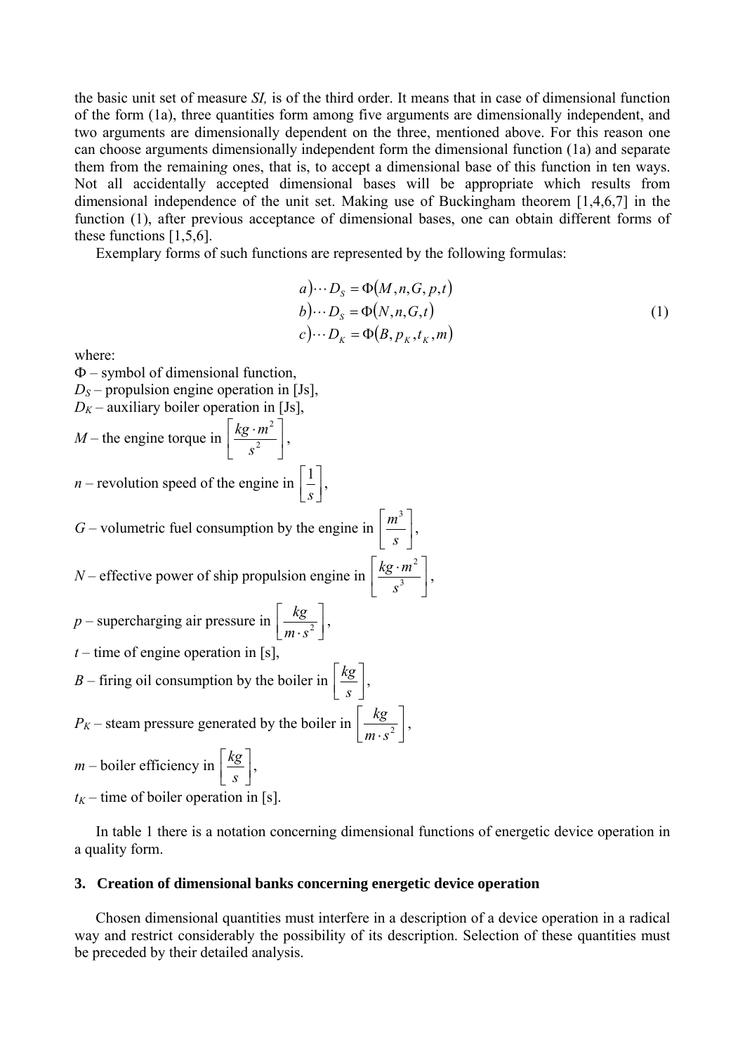the basic unit set of measure *SI,* is of the third order. It means that in case of dimensional function of the form (1a), three quantities form among five arguments are dimensionally independent, and two arguments are dimensionally dependent on the three, mentioned above. For this reason one can choose arguments dimensionally independent form the dimensional function (1a) and separate them from the remaining ones, that is, to accept a dimensional base of this function in ten ways. Not all accidentally accepted dimensional bases will be appropriate which results from dimensional independence of the unit set. Making use of Buckingham theorem [1,4,6,7] in the function (1), after previous acceptance of dimensional bases, one can obtain different forms of these functions [1,5,6].

Exemplary forms of such functions are represented by the following formulas:

$$
\begin{aligned}
&a)\cdots D_S = \Phi(M, n, G, p, t) \\
&b)\cdots D_S = \Phi(N, n, G, t) \\
&c)\cdots D_K = \Phi(B, p_K, t_K, m)
\end{aligned}
\tag{1}
$$

where:

$\Phi$ – symbol of dimensional function,

$D_S$ – propulsion engine operation in [Js],

$D_K$ – auxiliary boiler operation in [Js],

$M$ – the engine torque in $\left[\frac{kg \cdot m^2}{s^2}\right]$,

$n$ – revolution speed of the engine in $\left[\frac{1}{s}\right]$,

$G$ – volumetric fuel consumption by the engine in $\left[\frac{m^3}{s}\right]$,

$N$ – effective power of ship propulsion engine in $\left[\frac{kg \cdot m^2}{s^3}\right]$,

$p$ – supercharging air pressure in $\left[\frac{kg}{m \cdot s^2}\right]$,

$t$ – time of engine operation in [s],

$B$ – firing oil consumption by the boiler in $\left[\frac{kg}{s}\right]$,

$P_K$ – steam pressure generated by the boiler in $\left[\frac{kg}{m \cdot s^2}\right]$,

$m$ – boiler efficiency in $\left[\frac{kg}{s}\right]$,

$t_K$ – time of boiler operation in [s].

In table 1 there is a notation concerning dimensional functions of energetic device operation in a quality form.

## 3. Creation of dimensional banks concerning energetic device operation

Chosen dimensional quantities must interfere in a description of a device operation in a radical way and restrict considerably the possibility of its description. Selection of these quantities must be preceded by their detailed analysis.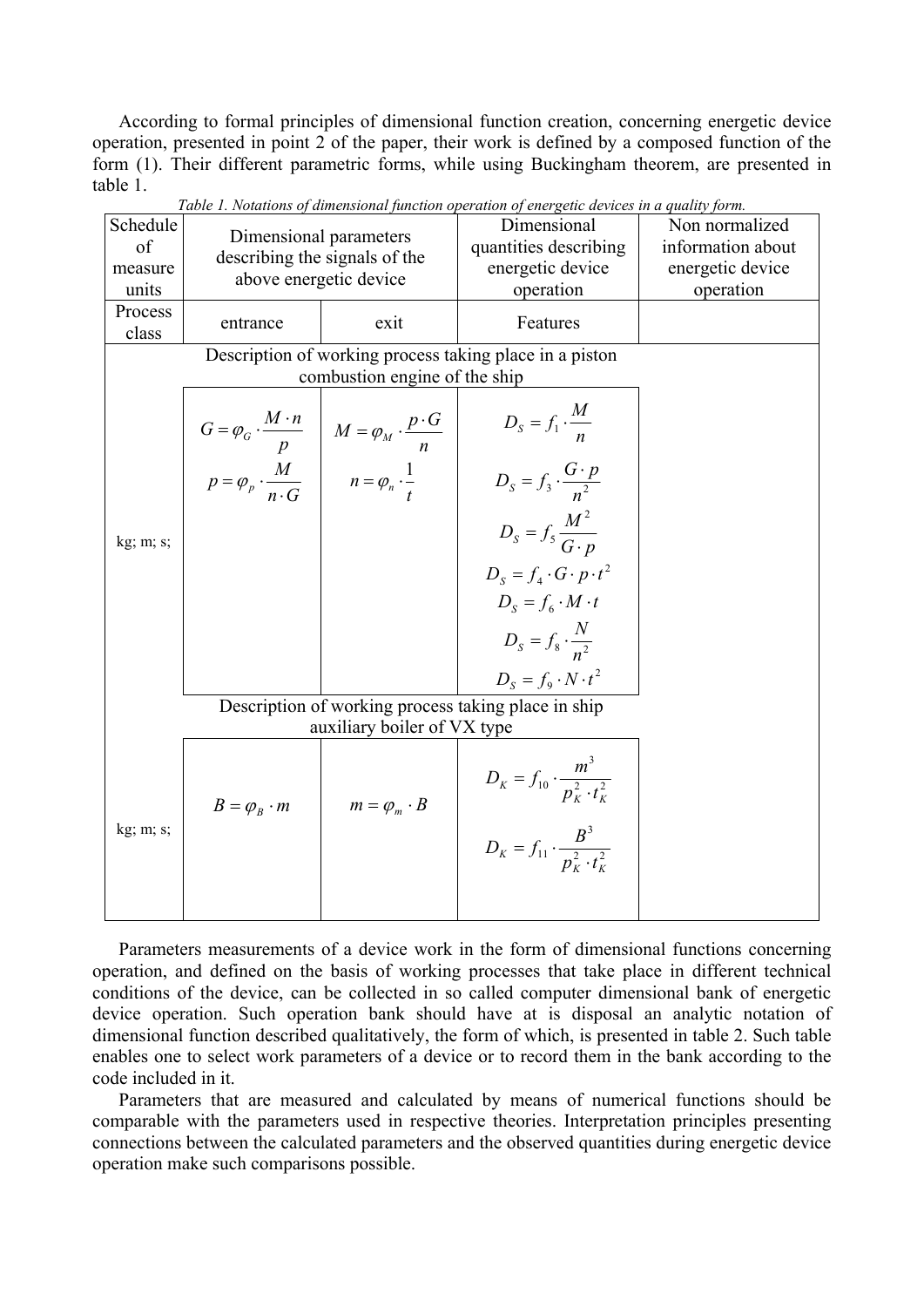According to formal principles of dimensional function creation, concerning energetic device operation, presented in point 2 of the paper, their work is defined by a composed function of the form (1). Their different parametric forms, while using Buckingham theorem, are presented in table 1.

*Table 1. Notations of dimensional function operation of energetic devices in a quality form.*

| Schedule of measure units | Dimensional parameters describing the signals of the above energetic device | | Dimensional quantities describing energetic device operation | Non normalized information about energetic device operation |
|---|---|---|---|---|
| Process class | entrance | exit | Features | |
| | Description of working process taking place in a piston combustion engine of the ship | | | |
| kg; m; s; | $G = \varphi_G \cdot \frac{M \cdot n}{p}$<br>$p = \varphi_p \cdot \frac{M}{n \cdot G}$ | $M = \varphi_M \cdot \frac{p \cdot G}{n}$<br>$n = \varphi_n \cdot \frac{1}{t}$ | $D_S = f_1 \cdot \frac{M}{n}$<br>$D_S = f_3 \cdot \frac{G \cdot p}{n^2}$<br>$D_S = f_5 \frac{M^2}{G \cdot p}$<br>$D_S = f_4 \cdot G \cdot p \cdot t^2$<br>$D_S = f_6 \cdot M \cdot t$<br>$D_S = f_8 \cdot \frac{N}{n^2}$<br>$D_S = f_9 \cdot N \cdot t^2$ | |
| | Description of working process taking place in ship auxiliary boiler of VX type | | | |
| kg; m; s; | $B = \varphi_B \cdot m$ | $m = \varphi_m \cdot B$ | $D_K = f_{10} \cdot \frac{m^3}{p_K^2 \cdot t_K^2}$<br>$D_K = f_{11} \cdot \frac{B^3}{p_K^2 \cdot t_K^2}$ | |

Parameters measurements of a device work in the form of dimensional functions concerning operation, and defined on the basis of working processes that take place in different technical conditions of the device, can be collected in so called computer dimensional bank of energetic device operation. Such operation bank should have at is disposal an analytic notation of dimensional function described qualitatively, the form of which, is presented in table 2. Such table enables one to select work parameters of a device or to record them in the bank according to the code included in it.

Parameters that are measured and calculated by means of numerical functions should be comparable with the parameters used in respective theories. Interpretation principles presenting connections between the calculated parameters and the observed quantities during energetic device operation make such comparisons possible.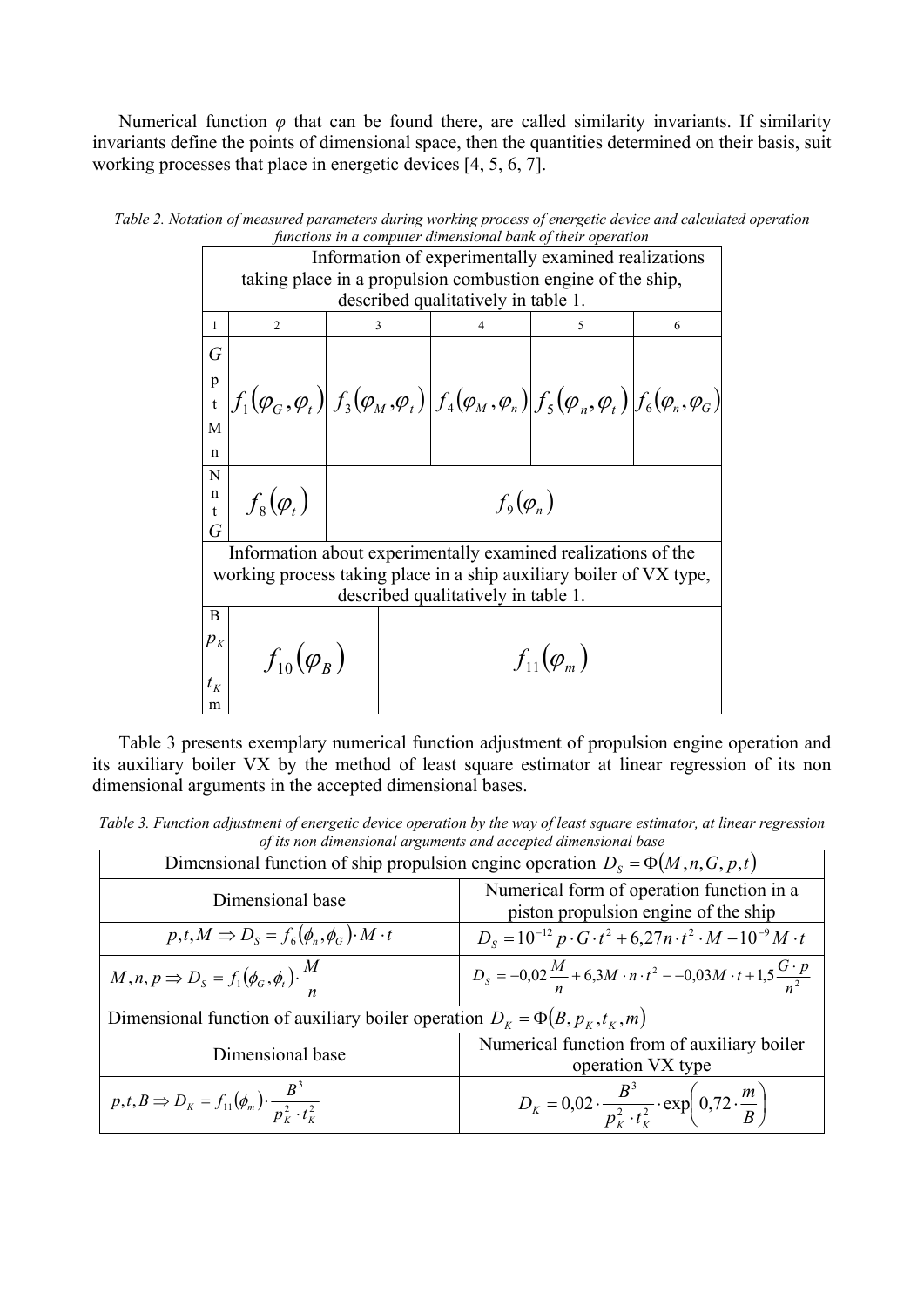Numerical function $\varphi$ that can be found there, are called similarity invariants. If similarity invariants define the points of dimensional space, then the quantities determined on their basis, suit working processes that place in energetic devices [4, 5, 6, 7].

*Table 2. Notation of measured parameters during working process of energetic device and calculated operation functions in a computer dimensional bank of their operation*

| Information of experimentally examined realizations taking place in a propulsion combustion engine of the ship, described qualitatively in table 1. | | | | | |
|---|---|---|---|---|---|
| 1 | 2 | 3 | 4 | 5 | 6 |
| $G$ p t M n | $f_1(\varphi_G, \varphi_t)$ | $f_3(\varphi_M, \varphi_t)$ | $f_4(\varphi_M, \varphi_n)$ | $f_5(\varphi_n, \varphi_t)$ | $f_6(\varphi_n, \varphi_G)$ |
| N n t $G$ | $f_8(\varphi_t)$ | $f_9(\varphi_n)$ | | | |
| Information about experimentally examined realizations of the working process taking place in a ship auxiliary boiler of VX type, described qualitatively in table 1. | | | | | |
| B $p_K$ $t_K$ m | $f_{10}(\varphi_B)$ | | $f_{11}(\varphi_m)$ | | |

Table 3 presents exemplary numerical function adjustment of propulsion engine operation and its auxiliary boiler VX by the method of least square estimator at linear regression of its non dimensional arguments in the accepted dimensional bases.

*Table 3. Function adjustment of energetic device operation by the way of least square estimator, at linear regression of its non dimensional arguments and accepted dimensional base*

| Dimensional function of ship propulsion engine operation $D_S = \Phi(M, n, G, p, t)$ | |
|---|---|
| Dimensional base | Numerical form of operation function in a piston propulsion engine of the ship |
| $p, t, M \Rightarrow D_S = f_6(\phi_n, \phi_G) \cdot M \cdot t$ | $D_S = 10^{-12}\, p \cdot G \cdot t^2 + 6{,}27 n \cdot t^2 \cdot M - 10^{-9} M \cdot t$ |
| $M, n, p \Rightarrow D_S = f_1(\phi_G, \phi_t) \cdot \dfrac{M}{n}$ | $D_S = -0{,}02\dfrac{M}{n} + 6{,}3 M \cdot n \cdot t^2 - -0{,}03 M \cdot t + 1{,}5\dfrac{G \cdot p}{n^2}$ |
| Dimensional function of auxiliary boiler operation $D_K = \Phi(B, p_K, t_K, m)$ | |
| Dimensional base | Numerical function from of auxiliary boiler operation VX type |
| $p, t, B \Rightarrow D_K = f_{11}(\phi_m) \cdot \dfrac{B^3}{p_K^2 \cdot t_K^2}$ | $D_K = 0{,}02 \cdot \dfrac{B^3}{p_K^2 \cdot t_K^2} \cdot \exp\left(0{,}72 \cdot \dfrac{m}{B}\right)$ |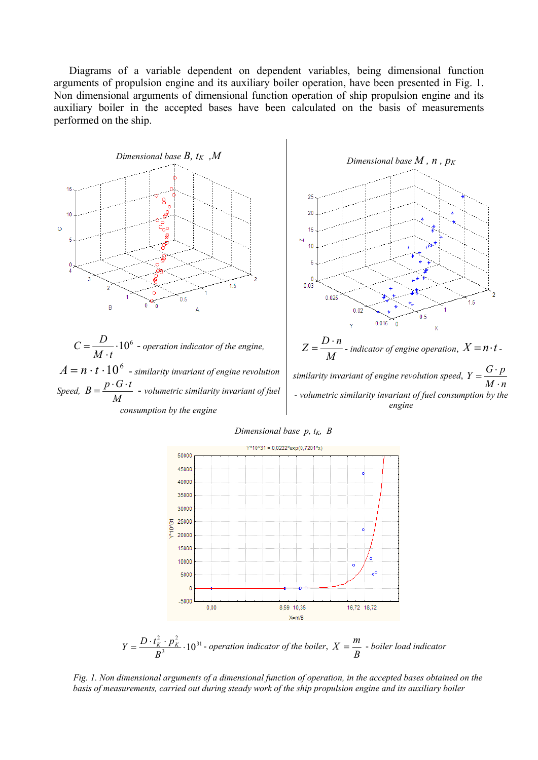Diagrams of a variable dependent on dependent variables, being dimensional function arguments of propulsion engine and its auxiliary boiler operation, have been presented in Fig. 1. Non dimensional arguments of dimensional function operation of ship propulsion engine and its auxiliary boiler in the accepted bases have been calculated on the basis of measurements performed on the ship.

*Dimensional base* $B$, $t_K$ , $M$

$C = \frac{D}{M \cdot t} \cdot 10^6$ - *operation indicator of the engine,*

$A = n \cdot t \cdot 10^6$ - *similarity invariant of engine revolution Speed,* $B = \frac{p \cdot G \cdot t}{M}$ - *volumetric similarity invariant of fuel consumption by the engine*

*Dimensional base* $M$ , $n$ , $p_K$

$Z = \frac{D \cdot n}{M}$ - *indicator of engine operation,* $X = n \cdot t$ - *similarity invariant of engine revolution speed,* $Y = \frac{G \cdot p}{M \cdot n}$ - *volumetric similarity invariant of fuel consumption by the engine*

*Dimensional base* $p$, $t_K$, $B$

$Y = \frac{D \cdot t_K^2 \cdot p_K^2}{B^3} \cdot 10^{31}$ - *operation indicator of the boiler,* $X = \frac{m}{B}$ - *boiler load indicator*

*Fig. 1. Non dimensional arguments of a dimensional function of operation, in the accepted bases obtained on the basis of measurements, carried out during steady work of the ship propulsion engine and its auxiliary boiler*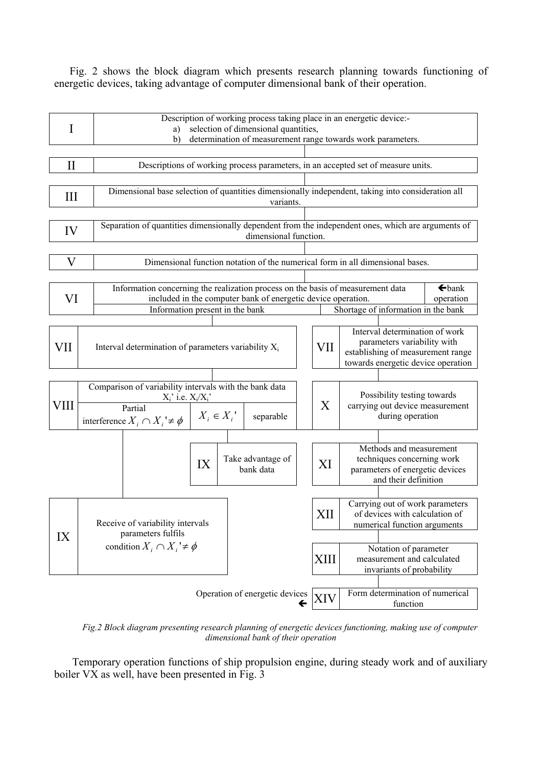Fig. 2 shows the block diagram which presents research planning towards functioning of energetic devices, taking advantage of computer dimensional bank of their operation.

I — Description of working process taking place in an energetic device:-
a) selection of dimensional quantities,
b) determination of measurement range towards work parameters.

II — Descriptions of working process parameters, in an accepted set of measure units.

III — Dimensional base selection of quantities dimensionally independent, taking into consideration all variants.

IV — Separation of quantities dimensionally dependent from the independent ones, which are arguments of dimensional function.

V — Dimensional function notation of the numerical form in all dimensional bases.

VI — Information concerning the realization process on the basis of measurement data included in the computer bank of energetic device operation. ←bank operation
- Information present in the bank
- Shortage of information in the bank

VII — Interval determination of parameters variability $X_i$

VIII — Comparison of variability intervals with the bank data $X_i$' i.e. $X_i/X_i$'
- Partial interference $X_i \cap X_i' \neq \phi$
- $X_i \in X_i'$
- separable

IX — Take advantage of bank data

IX — Receive of variability intervals parameters fulfils condition $X_i \cap X_i' \neq \phi$

VII — Interval determination of work parameters variability with establishing of measurement range towards energetic device operation

X — Possibility testing towards carrying out device measurement during operation

XI — Methods and measurement techniques concerning work parameters of energetic devices and their definition

XII — Carrying out of work parameters of devices with calculation of numerical function arguments

XIII — Notation of parameter measurement and calculated invariants of probability

XIV — Form determination of numerical function → Operation of energetic devices ←

*Fig.2 Block diagram presenting research planning of energetic devices functioning, making use of computer dimensional bank of their operation*

Temporary operation functions of ship propulsion engine, during steady work and of auxiliary boiler VX as well, have been presented in Fig. 3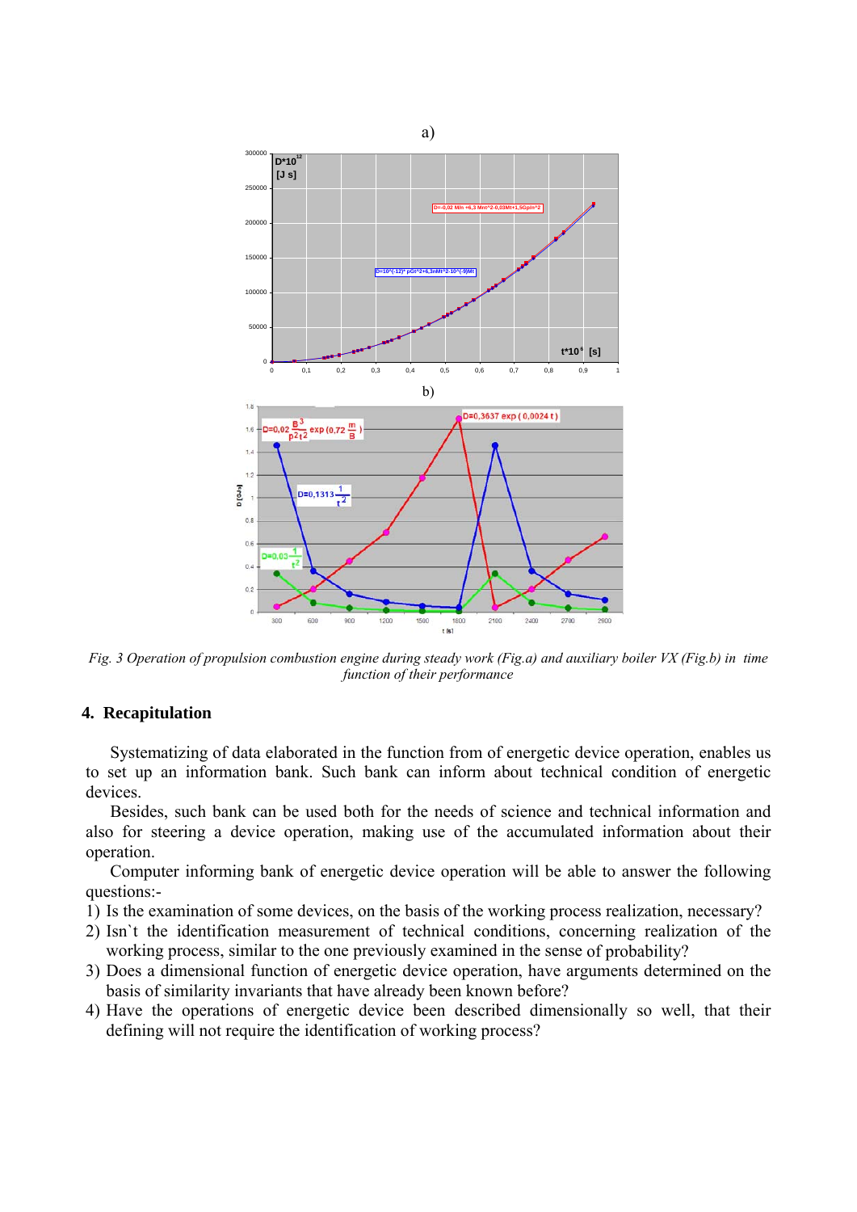*Fig. 3 Operation of propulsion combustion engine during steady work (Fig.a) and auxiliary boiler VX (Fig.b) in time function of their performance*

## 4. Recapitulation

Systematizing of data elaborated in the function from of energetic device operation, enables us to set up an information bank. Such bank can inform about technical condition of energetic devices.

Besides, such bank can be used both for the needs of science and technical information and also for steering a device operation, making use of the accumulated information about their operation.

Computer informing bank of energetic device operation will be able to answer the following questions:-

1) Is the examination of some devices, on the basis of the working process realization, necessary?
2) Isn`t the identification measurement of technical conditions, concerning realization of the working process, similar to the one previously examined in the sense of probability?
3) Does a dimensional function of energetic device operation, have arguments determined on the basis of similarity invariants that have already been known before?
4) Have the operations of energetic device been described dimensionally so well, that their defining will not require the identification of working process?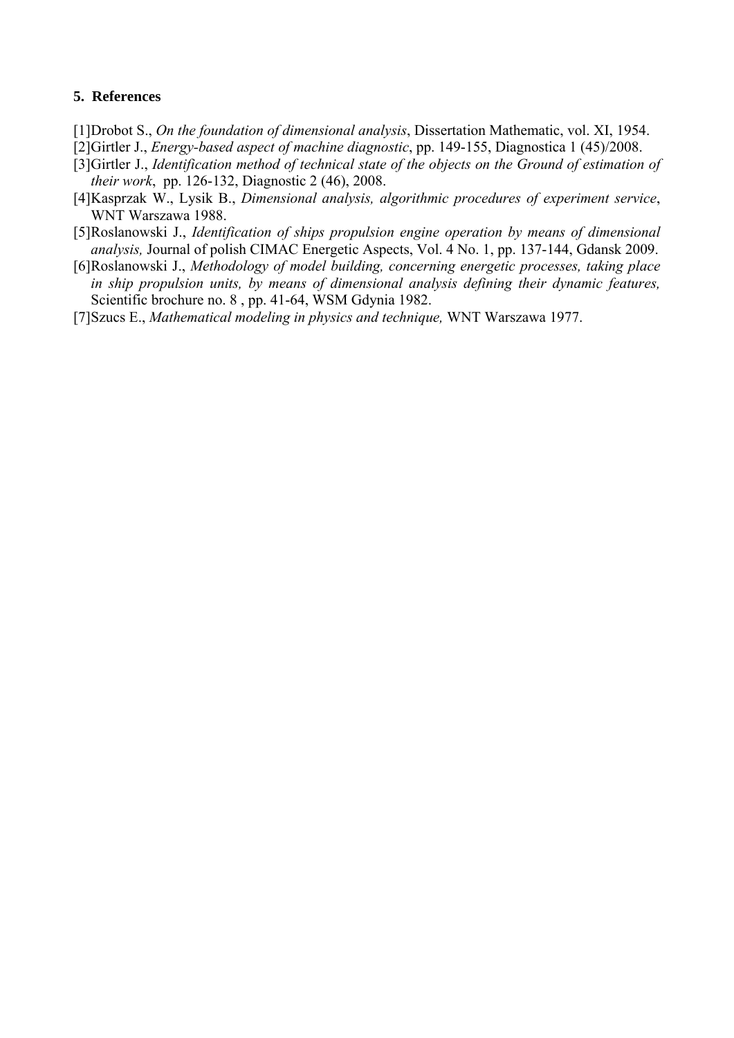## 5. References

[1]Drobot S., *On the foundation of dimensional analysis*, Dissertation Mathematic, vol. XI, 1954.

[2]Girtler J., *Energy-based aspect of machine diagnostic*, pp. 149-155, Diagnostica 1 (45)/2008.

[3]Girtler J., *Identification method of technical state of the objects on the Ground of estimation of their work*, pp. 126-132, Diagnostic 2 (46), 2008.

[4]Kasprzak W., Lysik B., *Dimensional analysis, algorithmic procedures of experiment service*, WNT Warszawa 1988.

[5]Roslanowski J., *Identification of ships propulsion engine operation by means of dimensional analysis,* Journal of polish CIMAC Energetic Aspects, Vol. 4 No. 1, pp. 137-144, Gdansk 2009.

[6]Roslanowski J., *Methodology of model building, concerning energetic processes, taking place in ship propulsion units, by means of dimensional analysis defining their dynamic features,* Scientific brochure no. 8 , pp. 41-64, WSM Gdynia 1982.

[7]Szucs E., *Mathematical modeling in physics and technique,* WNT Warszawa 1977.